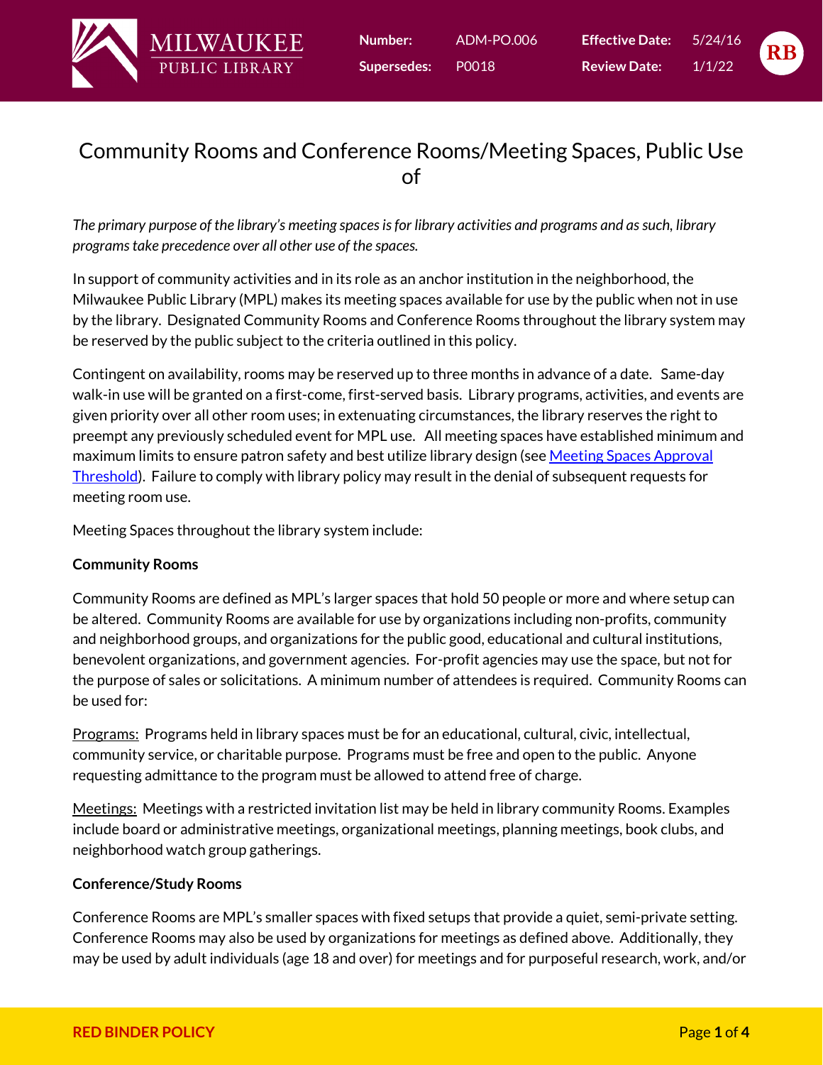| Number: | ADM-PO.006 | Effective Date: | 5/24/16 |
|---|---|---|---|
| Supersedes: | P0018 | Review Date: | 1/1/22 |

# Community Rooms and Conference Rooms/Meeting Spaces, Public Use of

*The primary purpose of the library's meeting spaces is for library activities and programs and as such, library programs take precedence over all other use of the spaces.*

In support of community activities and in its role as an anchor institution in the neighborhood, the Milwaukee Public Library (MPL) makes its meeting spaces available for use by the public when not in use by the library. Designated Community Rooms and Conference Rooms throughout the library system may be reserved by the public subject to the criteria outlined in this policy.

Contingent on availability, rooms may be reserved up to three months in advance of a date. Same-day walk-in use will be granted on a first-come, first-served basis. Library programs, activities, and events are given priority over all other room uses; in extenuating circumstances, the library reserves the right to preempt any previously scheduled event for MPL use. All meeting spaces have established minimum and maximum limits to ensure patron safety and best utilize library design (see Meeting Spaces Approval Threshold). Failure to comply with library policy may result in the denial of subsequent requests for meeting room use.

Meeting Spaces throughout the library system include:

**Community Rooms**

Community Rooms are defined as MPL's larger spaces that hold 50 people or more and where setup can be altered. Community Rooms are available for use by organizations including non-profits, community and neighborhood groups, and organizations for the public good, educational and cultural institutions, benevolent organizations, and government agencies. For-profit agencies may use the space, but not for the purpose of sales or solicitations. A minimum number of attendees is required. Community Rooms can be used for:

Programs: Programs held in library spaces must be for an educational, cultural, civic, intellectual, community service, or charitable purpose. Programs must be free and open to the public. Anyone requesting admittance to the program must be allowed to attend free of charge.

Meetings: Meetings with a restricted invitation list may be held in library community Rooms. Examples include board or administrative meetings, organizational meetings, planning meetings, book clubs, and neighborhood watch group gatherings.

**Conference/Study Rooms**

Conference Rooms are MPL's smaller spaces with fixed setups that provide a quiet, semi-private setting. Conference Rooms may also be used by organizations for meetings as defined above. Additionally, they may be used by adult individuals (age 18 and over) for meetings and for purposeful research, work, and/or

**RED BINDER POLICY**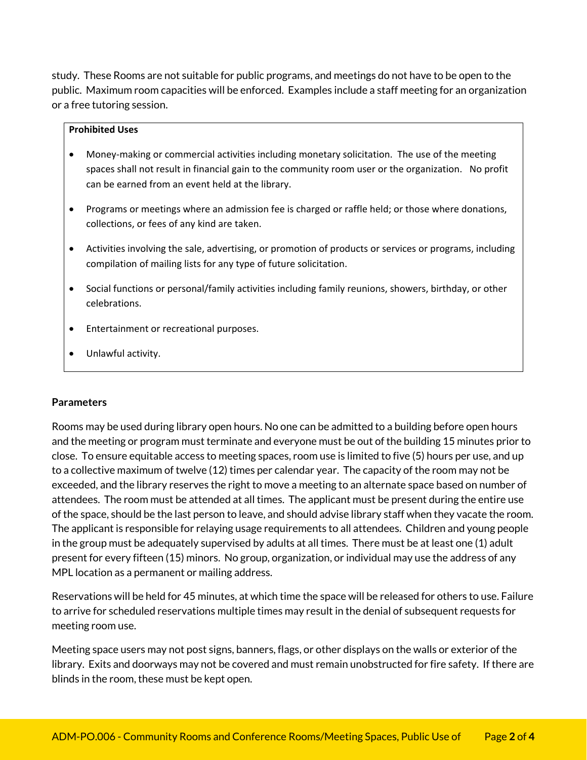study. These Rooms are not suitable for public programs, and meetings do not have to be open to the public. Maximum room capacities will be enforced. Examples include a staff meeting for an organization or a free tutoring session.

**Prohibited Uses**

- Money-making or commercial activities including monetary solicitation. The use of the meeting spaces shall not result in financial gain to the community room user or the organization. No profit can be earned from an event held at the library.
- Programs or meetings where an admission fee is charged or raffle held; or those where donations, collections, or fees of any kind are taken.
- Activities involving the sale, advertising, or promotion of products or services or programs, including compilation of mailing lists for any type of future solicitation.
- Social functions or personal/family activities including family reunions, showers, birthday, or other celebrations.
- Entertainment or recreational purposes.
- Unlawful activity.

**Parameters**

Rooms may be used during library open hours. No one can be admitted to a building before open hours and the meeting or program must terminate and everyone must be out of the building 15 minutes prior to close. To ensure equitable access to meeting spaces, room use is limited to five (5) hours per use, and up to a collective maximum of twelve (12) times per calendar year. The capacity of the room may not be exceeded, and the library reserves the right to move a meeting to an alternate space based on number of attendees. The room must be attended at all times. The applicant must be present during the entire use of the space, should be the last person to leave, and should advise library staff when they vacate the room. The applicant is responsible for relaying usage requirements to all attendees. Children and young people in the group must be adequately supervised by adults at all times. There must be at least one (1) adult present for every fifteen (15) minors. No group, organization, or individual may use the address of any MPL location as a permanent or mailing address.

Reservations will be held for 45 minutes, at which time the space will be released for others to use. Failure to arrive for scheduled reservations multiple times may result in the denial of subsequent requests for meeting room use.

Meeting space users may not post signs, banners, flags, or other displays on the walls or exterior of the library. Exits and doorways may not be covered and must remain unobstructed for fire safety. If there are blinds in the room, these must be kept open.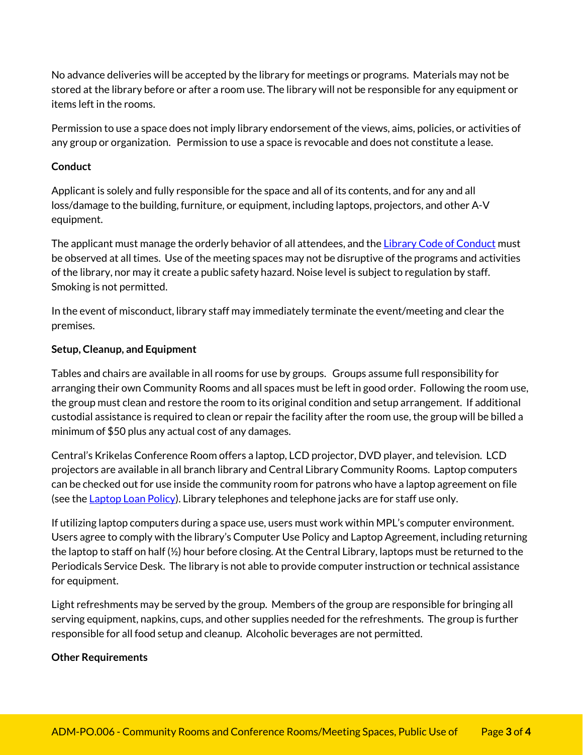No advance deliveries will be accepted by the library for meetings or programs. Materials may not be stored at the library before or after a room use. The library will not be responsible for any equipment or items left in the rooms.

Permission to use a space does not imply library endorsement of the views, aims, policies, or activities of any group or organization. Permission to use a space is revocable and does not constitute a lease.

**Conduct**

Applicant is solely and fully responsible for the space and all of its contents, and for any and all loss/damage to the building, furniture, or equipment, including laptops, projectors, and other A-V equipment.

The applicant must manage the orderly behavior of all attendees, and the [Library Code of Conduct]() must be observed at all times. Use of the meeting spaces may not be disruptive of the programs and activities of the library, nor may it create a public safety hazard. Noise level is subject to regulation by staff. Smoking is not permitted.

In the event of misconduct, library staff may immediately terminate the event/meeting and clear the premises.

**Setup, Cleanup, and Equipment**

Tables and chairs are available in all rooms for use by groups. Groups assume full responsibility for arranging their own Community Rooms and all spaces must be left in good order. Following the room use, the group must clean and restore the room to its original condition and setup arrangement. If additional custodial assistance is required to clean or repair the facility after the room use, the group will be billed a minimum of $50 plus any actual cost of any damages.

Central's Krikelas Conference Room offers a laptop, LCD projector, DVD player, and television. LCD projectors are available in all branch library and Central Library Community Rooms. Laptop computers can be checked out for use inside the community room for patrons who have a laptop agreement on file (see the [Laptop Loan Policy]()). Library telephones and telephone jacks are for staff use only.

If utilizing laptop computers during a space use, users must work within MPL's computer environment. Users agree to comply with the library's Computer Use Policy and Laptop Agreement, including returning the laptop to staff on half (½) hour before closing. At the Central Library, laptops must be returned to the Periodicals Service Desk. The library is not able to provide computer instruction or technical assistance for equipment.

Light refreshments may be served by the group. Members of the group are responsible for bringing all serving equipment, napkins, cups, and other supplies needed for the refreshments. The group is further responsible for all food setup and cleanup. Alcoholic beverages are not permitted.

**Other Requirements**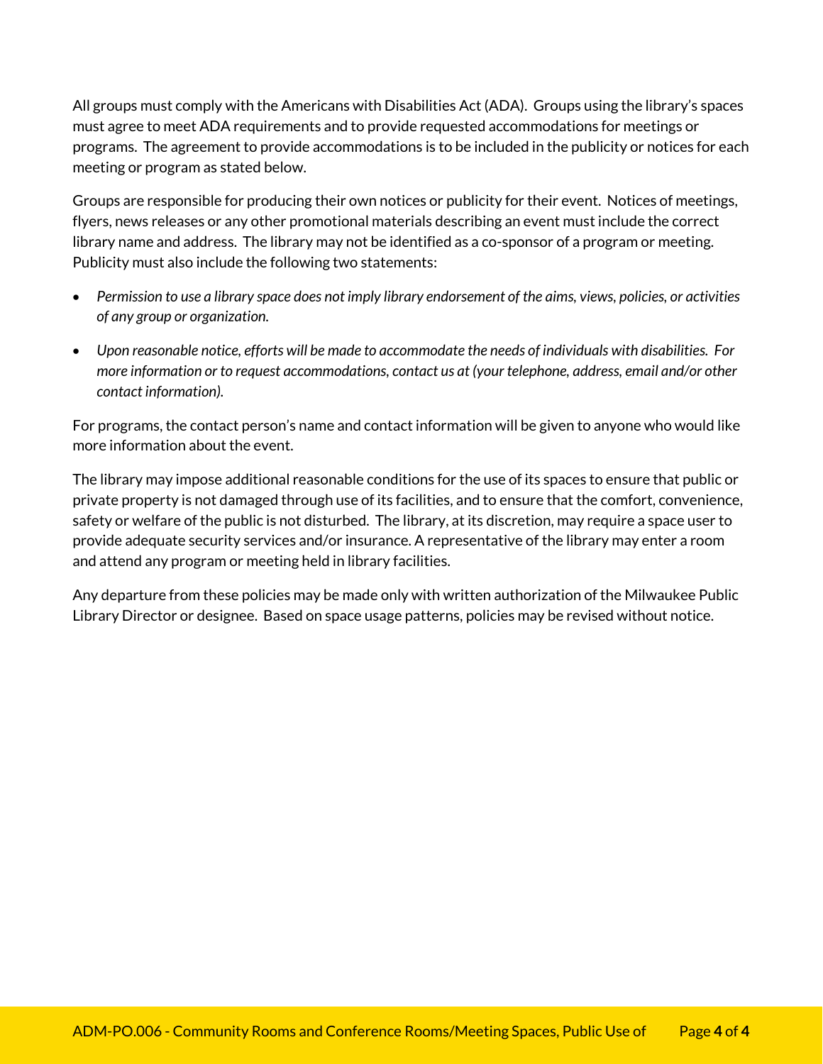All groups must comply with the Americans with Disabilities Act (ADA). Groups using the library's spaces must agree to meet ADA requirements and to provide requested accommodations for meetings or programs. The agreement to provide accommodations is to be included in the publicity or notices for each meeting or program as stated below.

Groups are responsible for producing their own notices or publicity for their event. Notices of meetings, flyers, news releases or any other promotional materials describing an event must include the correct library name and address. The library may not be identified as a co-sponsor of a program or meeting. Publicity must also include the following two statements:

- *Permission to use a library space does not imply library endorsement of the aims, views, policies, or activities of any group or organization.*
- *Upon reasonable notice, efforts will be made to accommodate the needs of individuals with disabilities. For more information or to request accommodations, contact us at (your telephone, address, email and/or other contact information).*

For programs, the contact person's name and contact information will be given to anyone who would like more information about the event.

The library may impose additional reasonable conditions for the use of its spaces to ensure that public or private property is not damaged through use of its facilities, and to ensure that the comfort, convenience, safety or welfare of the public is not disturbed. The library, at its discretion, may require a space user to provide adequate security services and/or insurance. A representative of the library may enter a room and attend any program or meeting held in library facilities.

Any departure from these policies may be made only with written authorization of the Milwaukee Public Library Director or designee. Based on space usage patterns, policies may be revised without notice.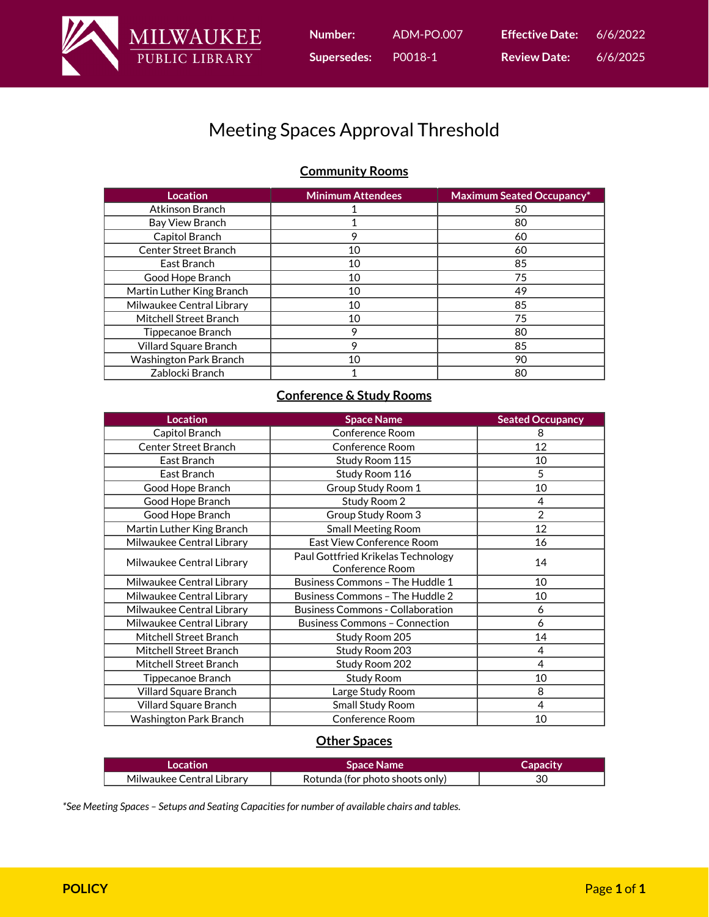MILWAUKEE PUBLIC LIBRARY

**Number:** ADM-PO.007 **Effective Date:** 6/6/2022

**Supersedes:** P0018-1 **Review Date:** 6/6/2025

# Meeting Spaces Approval Threshold

## Community Rooms

| Location | Minimum Attendees | Maximum Seated Occupancy* |
|---|---|---|
| Atkinson Branch | 1 | 50 |
| Bay View Branch | 1 | 80 |
| Capitol Branch | 9 | 60 |
| Center Street Branch | 10 | 60 |
| East Branch | 10 | 85 |
| Good Hope Branch | 10 | 75 |
| Martin Luther King Branch | 10 | 49 |
| Milwaukee Central Library | 10 | 85 |
| Mitchell Street Branch | 10 | 75 |
| Tippecanoe Branch | 9 | 80 |
| Villard Square Branch | 9 | 85 |
| Washington Park Branch | 10 | 90 |
| Zablocki Branch | 1 | 80 |

## Conference & Study Rooms

| Location | Space Name | Seated Occupancy |
|---|---|---|
| Capitol Branch | Conference Room | 8 |
| Center Street Branch | Conference Room | 12 |
| East Branch | Study Room 115 | 10 |
| East Branch | Study Room 116 | 5 |
| Good Hope Branch | Group Study Room 1 | 10 |
| Good Hope Branch | Study Room 2 | 4 |
| Good Hope Branch | Group Study Room 3 | 2 |
| Martin Luther King Branch | Small Meeting Room | 12 |
| Milwaukee Central Library | East View Conference Room | 16 |
| Milwaukee Central Library | Paul Gottfried Krikelas Technology Conference Room | 14 |
| Milwaukee Central Library | Business Commons – The Huddle 1 | 10 |
| Milwaukee Central Library | Business Commons – The Huddle 2 | 10 |
| Milwaukee Central Library | Business Commons - Collaboration | 6 |
| Milwaukee Central Library | Business Commons – Connection | 6 |
| Mitchell Street Branch | Study Room 205 | 14 |
| Mitchell Street Branch | Study Room 203 | 4 |
| Mitchell Street Branch | Study Room 202 | 4 |
| Tippecanoe Branch | Study Room | 10 |
| Villard Square Branch | Large Study Room | 8 |
| Villard Square Branch | Small Study Room | 4 |
| Washington Park Branch | Conference Room | 10 |

## Other Spaces

| Location | Space Name | Capacity |
|---|---|---|
| Milwaukee Central Library | Rotunda (for photo shoots only) | 30 |

*\*See Meeting Spaces – Setups and Seating Capacities for number of available chairs and tables.*

POLICY